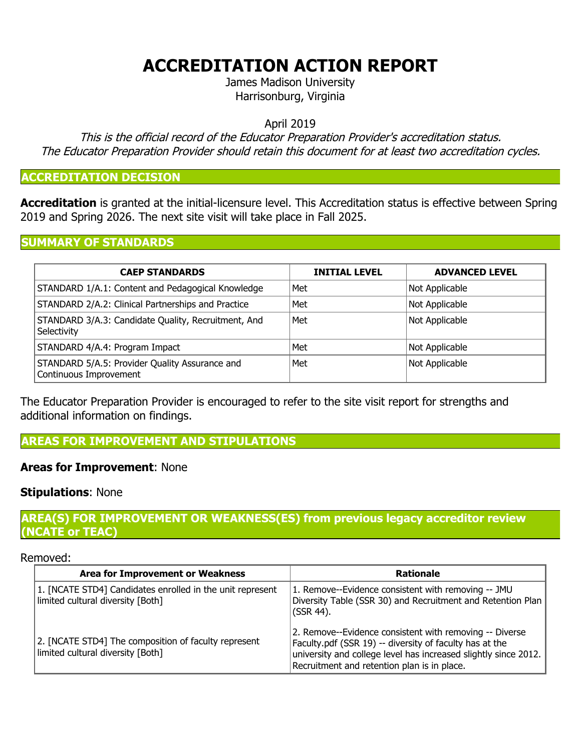# ACCREDITATION ACTION REPORT

James Madison University
Harrisonburg, Virginia

April 2019

*This is the official record of the Educator Preparation Provider's accreditation status.*
*The Educator Preparation Provider should retain this document for at least two accreditation cycles.*

## ACCREDITATION DECISION

**Accreditation** is granted at the initial-licensure level. This Accreditation status is effective between Spring 2019 and Spring 2026. The next site visit will take place in Fall 2025.

## SUMMARY OF STANDARDS

| CAEP STANDARDS | INITIAL LEVEL | ADVANCED LEVEL |
| --- | --- | --- |
| STANDARD 1/A.1: Content and Pedagogical Knowledge | Met | Not Applicable |
| STANDARD 2/A.2: Clinical Partnerships and Practice | Met | Not Applicable |
| STANDARD 3/A.3: Candidate Quality, Recruitment, And Selectivity | Met | Not Applicable |
| STANDARD 4/A.4: Program Impact | Met | Not Applicable |
| STANDARD 5/A.5: Provider Quality Assurance and Continuous Improvement | Met | Not Applicable |

The Educator Preparation Provider is encouraged to refer to the site visit report for strengths and additional information on findings.

## AREAS FOR IMPROVEMENT AND STIPULATIONS

**Areas for Improvement**: None

**Stipulations**: None

## AREA(S) FOR IMPROVEMENT OR WEAKNESS(ES) from previous legacy accreditor review (NCATE or TEAC)

Removed:

| Area for Improvement or Weakness | Rationale |
| --- | --- |
| 1. [NCATE STD4] Candidates enrolled in the unit represent limited cultural diversity [Both] | 1. Remove--Evidence consistent with removing -- JMU Diversity Table (SSR 30) and Recruitment and Retention Plan (SSR 44). |
| 2. [NCATE STD4] The composition of faculty represent limited cultural diversity [Both] | 2. Remove--Evidence consistent with removing -- Diverse Faculty.pdf (SSR 19) -- diversity of faculty has at the university and college level has increased slightly since 2012. Recruitment and retention plan is in place. |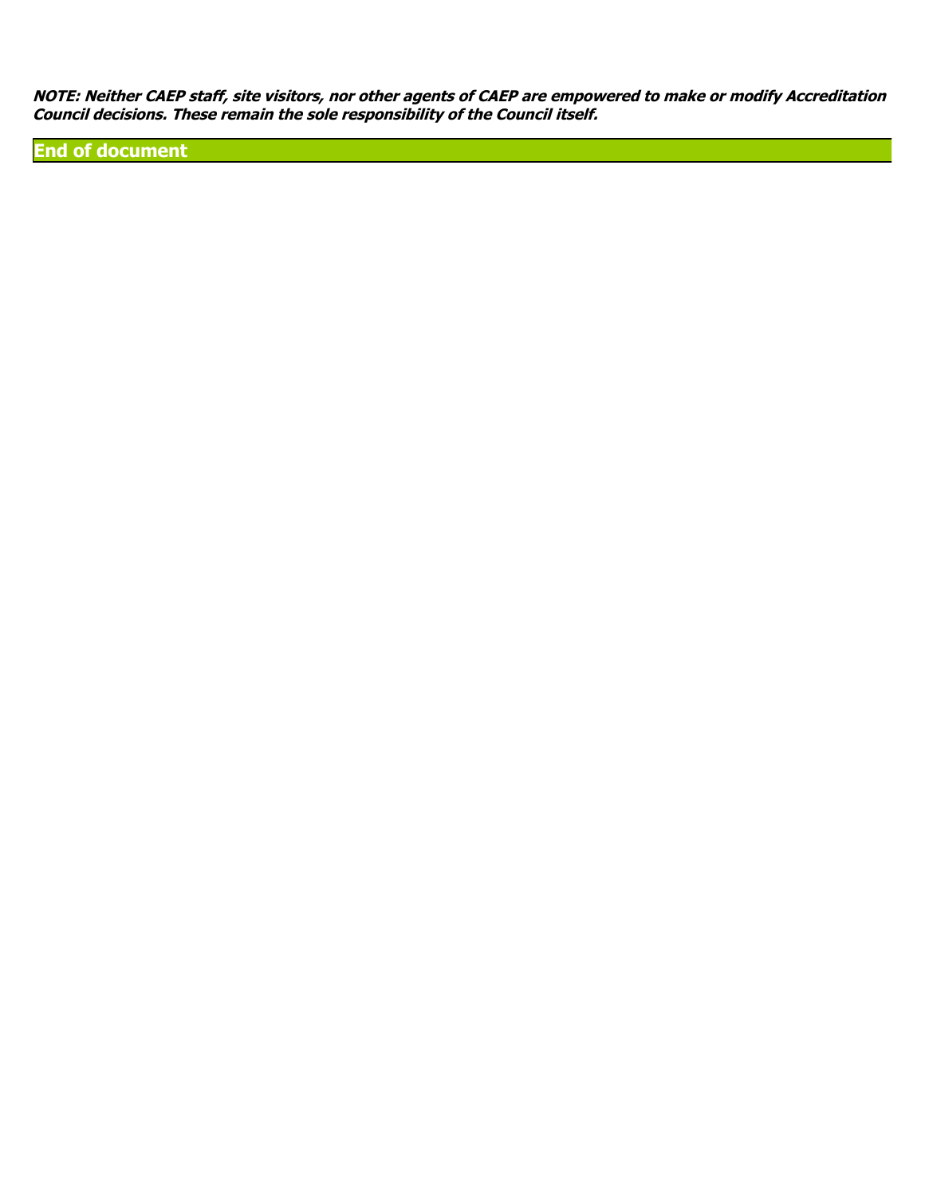***NOTE: Neither CAEP staff, site visitors, nor other agents of CAEP are empowered to make or modify Accreditation Council decisions. These remain the sole responsibility of the Council itself.***

## End of document